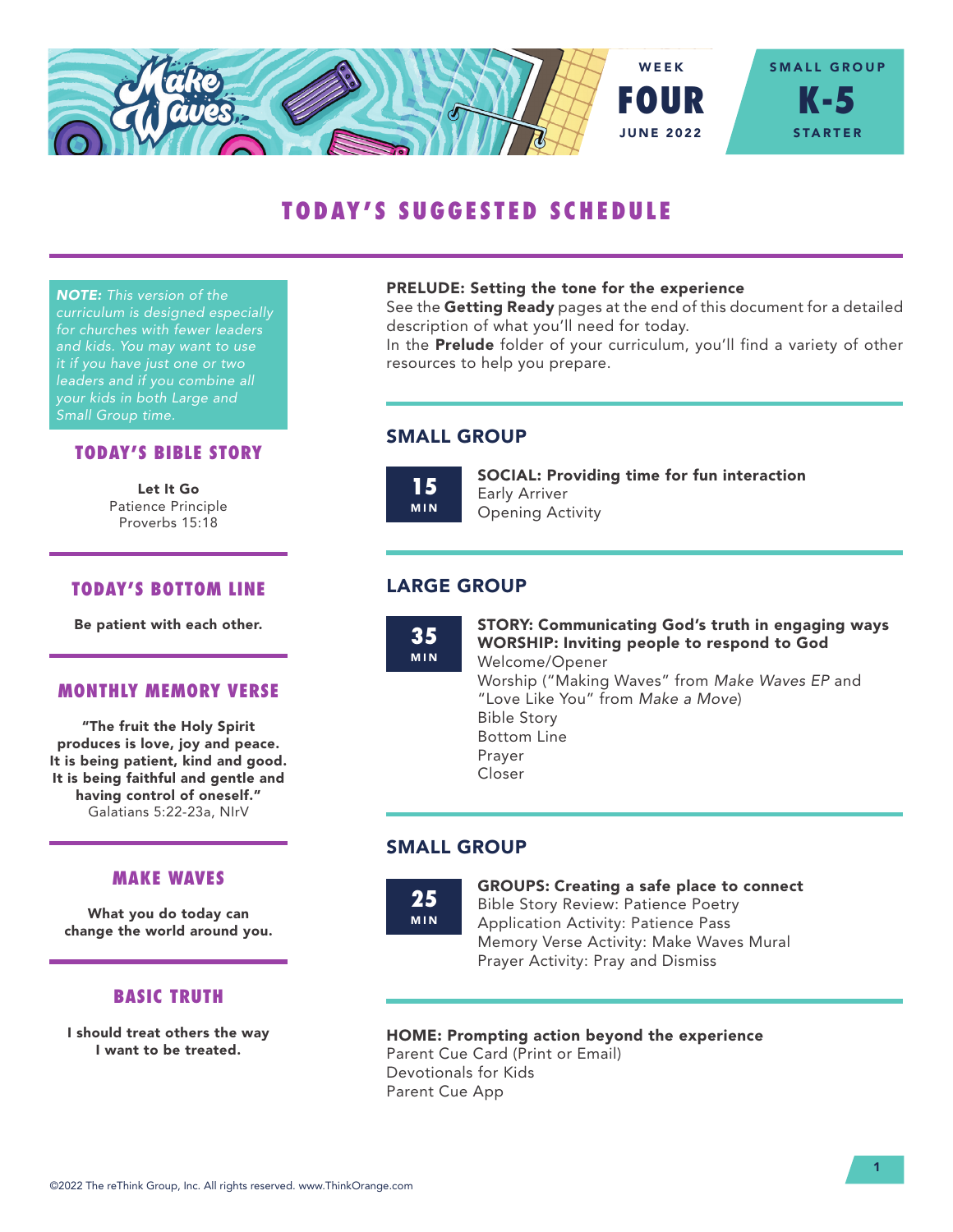Make Waves

WEEK **FOUR** JUNE 2022

SMALL GROUP **K-5** STARTER

# TODAY'S SUGGESTED SCHEDULE

***NOTE:*** *This version of the curriculum is designed especially for churches with fewer leaders and kids. You may want to use it if you have just one or two leaders and if you combine all your kids in both Large and Small Group time.*

## TODAY'S BIBLE STORY

**Let It Go**
Patience Principle
Proverbs 15:18

## TODAY'S BOTTOM LINE

**Be patient with each other.**

## MONTHLY MEMORY VERSE

**"The fruit the Holy Spirit produces is love, joy and peace. It is being patient, kind and good. It is being faithful and gentle and having control of oneself."**
Galatians 5:22-23a, NIrV

## MAKE WAVES

**What you do today can change the world around you.**

## BASIC TRUTH

**I should treat others the way I want to be treated.**

---

**PRELUDE: Setting the tone for the experience**
See the **Getting Ready** pages at the end of this document for a detailed description of what you'll need for today.
In the **Prelude** folder of your curriculum, you'll find a variety of other resources to help you prepare.

## SMALL GROUP

**15 MIN**

**SOCIAL: Providing time for fun interaction**
Early Arriver
Opening Activity

## LARGE GROUP

**35 MIN**

**STORY: Communicating God's truth in engaging ways**
**WORSHIP: Inviting people to respond to God**
Welcome/Opener
Worship ("Making Waves" from *Make Waves EP* and "Love Like You" from *Make a Move*)
Bible Story
Bottom Line
Prayer
Closer

## SMALL GROUP

**25 MIN**

**GROUPS: Creating a safe place to connect**
Bible Story Review: Patience Poetry
Application Activity: Patience Pass
Memory Verse Activity: Make Waves Mural
Prayer Activity: Pray and Dismiss

**HOME: Prompting action beyond the experience**
Parent Cue Card (Print or Email)
Devotionals for Kids
Parent Cue App

©2022 The reThink Group, Inc. All rights reserved. www.ThinkOrange.com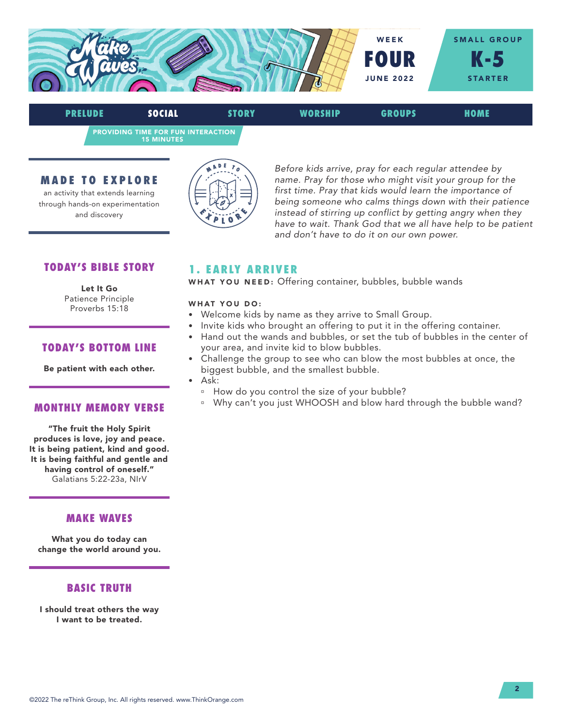WEEK
# FOUR
JUNE 2022

SMALL GROUP
# K-5
STARTER

PRELUDE | **SOCIAL** | STORY | WORSHIP | GROUPS | HOME

PROVIDING TIME FOR FUN INTERACTION
15 MINUTES

## MADE TO EXPLORE

an activity that extends learning through hands-on experimentation and discovery

*Before kids arrive, pray for each regular attendee by name. Pray for those who might visit your group for the first time. Pray that kids would learn the importance of being someone who calms things down with their patience instead of stirring up conflict by getting angry when they have to wait. Thank God that we all have help to be patient and don't have to do it on our own power.*

### TODAY'S BIBLE STORY

**Let It Go**
Patience Principle
Proverbs 15:18

### TODAY'S BOTTOM LINE

**Be patient with each other.**

### MONTHLY MEMORY VERSE

**"The fruit the Holy Spirit produces is love, joy and peace. It is being patient, kind and good. It is being faithful and gentle and having control of oneself."**
Galatians 5:22-23a, NIrV

### MAKE WAVES

**What you do today can change the world around you.**

### BASIC TRUTH

**I should treat others the way I want to be treated.**

## 1. EARLY ARRIVER

**WHAT YOU NEED:** Offering container, bubbles, bubble wands

**WHAT YOU DO:**

- Welcome kids by name as they arrive to Small Group.
- Invite kids who brought an offering to put it in the offering container.
- Hand out the wands and bubbles, or set the tub of bubbles in the center of your area, and invite kid to blow bubbles.
- Challenge the group to see who can blow the most bubbles at once, the biggest bubble, and the smallest bubble.
- Ask:
  - How do you control the size of your bubble?
  - Why can't you just WHOOSH and blow hard through the bubble wand?

©2022 The reThink Group, Inc. All rights reserved. www.ThinkOrange.com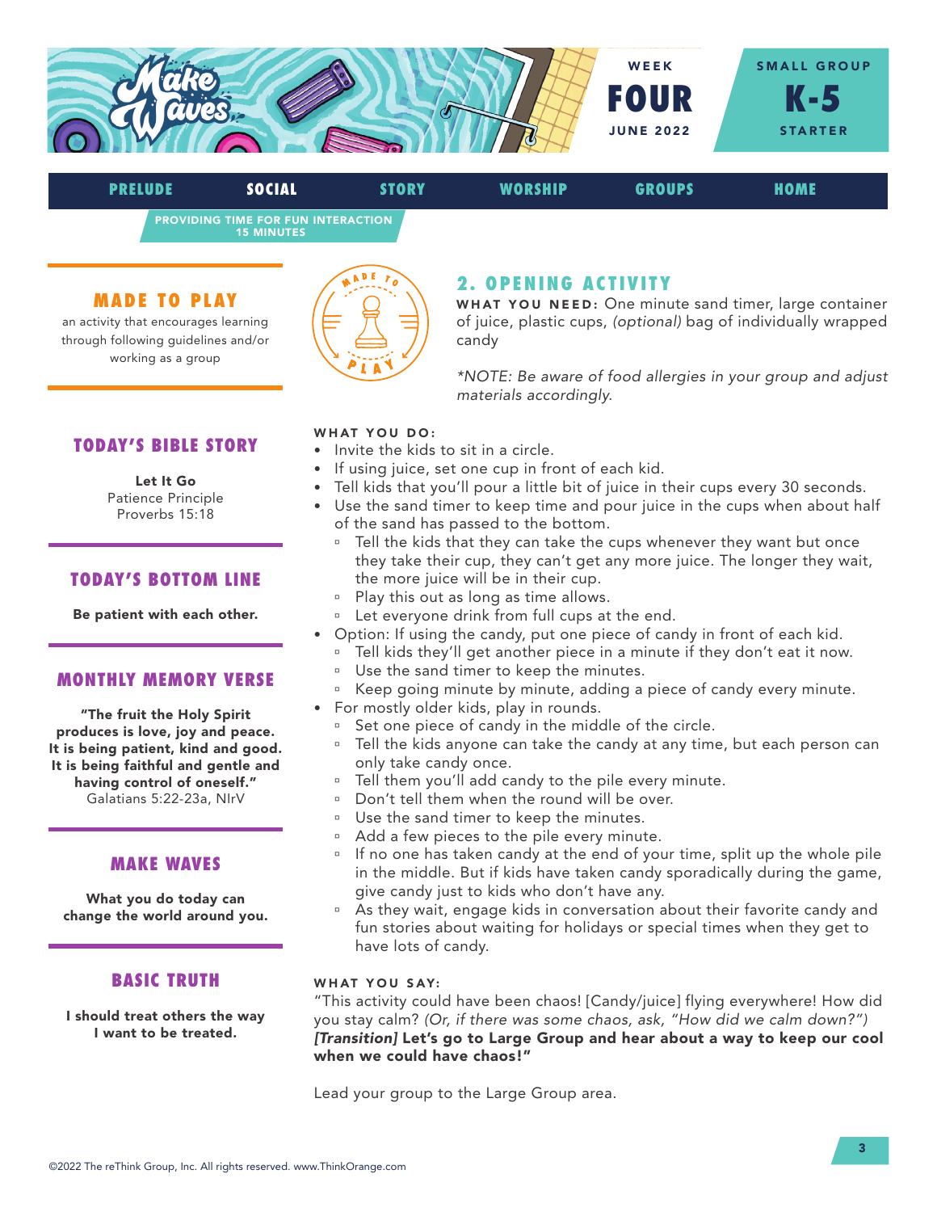WEEK **FOUR** JUNE 2022

SMALL GROUP **K-5** STARTER

PRELUDE | **SOCIAL** | STORY | WORSHIP | GROUPS | HOME

PROVIDING TIME FOR FUN INTERACTION
15 MINUTES

## MADE TO PLAY

an activity that encourages learning through following guidelines and/or working as a group

## TODAY'S BIBLE STORY

**Let It Go**
Patience Principle
Proverbs 15:18

## TODAY'S BOTTOM LINE

**Be patient with each other.**

## MONTHLY MEMORY VERSE

**"The fruit the Holy Spirit produces is love, joy and peace. It is being patient, kind and good. It is being faithful and gentle and having control of oneself."**
Galatians 5:22-23a, NIrV

## MAKE WAVES

**What you do today can change the world around you.**

## BASIC TRUTH

**I should treat others the way I want to be treated.**

## 2. OPENING ACTIVITY

**WHAT YOU NEED:** One minute sand timer, large container of juice, plastic cups, *(optional)* bag of individually wrapped candy

**NOTE: Be aware of food allergies in your group and adjust materials accordingly.*

**WHAT YOU DO:**

- Invite the kids to sit in a circle.
- If using juice, set one cup in front of each kid.
- Tell kids that you'll pour a little bit of juice in their cups every 30 seconds.
- Use the sand timer to keep time and pour juice in the cups when about half of the sand has passed to the bottom.
  - Tell the kids that they can take the cups whenever they want but once they take their cup, they can't get any more juice. The longer they wait, the more juice will be in their cup.
  - Play this out as long as time allows.
  - Let everyone drink from full cups at the end.
- Option: If using the candy, put one piece of candy in front of each kid.
  - Tell kids they'll get another piece in a minute if they don't eat it now.
  - Use the sand timer to keep the minutes.
  - Keep going minute by minute, adding a piece of candy every minute.
- For mostly older kids, play in rounds.
  - Set one piece of candy in the middle of the circle.
  - Tell the kids anyone can take the candy at any time, but each person can only take candy once.
  - Tell them you'll add candy to the pile every minute.
  - Don't tell them when the round will be over.
  - Use the sand timer to keep the minutes.
  - Add a few pieces to the pile every minute.
  - If no one has taken candy at the end of your time, split up the whole pile in the middle. But if kids have taken candy sporadically during the game, give candy just to kids who don't have any.
  - As they wait, engage kids in conversation about their favorite candy and fun stories about waiting for holidays or special times when they get to have lots of candy.

**WHAT YOU SAY:**

"This activity could have been chaos! [Candy/juice] flying everywhere! How did you stay calm? *(Or, if there was some chaos, ask, "How did we calm down?")* ***[Transition]*** **Let's go to Large Group and hear about a way to keep our cool when we could have chaos!"**

Lead your group to the Large Group area.

©2022 The reThink Group, Inc. All rights reserved. www.ThinkOrange.com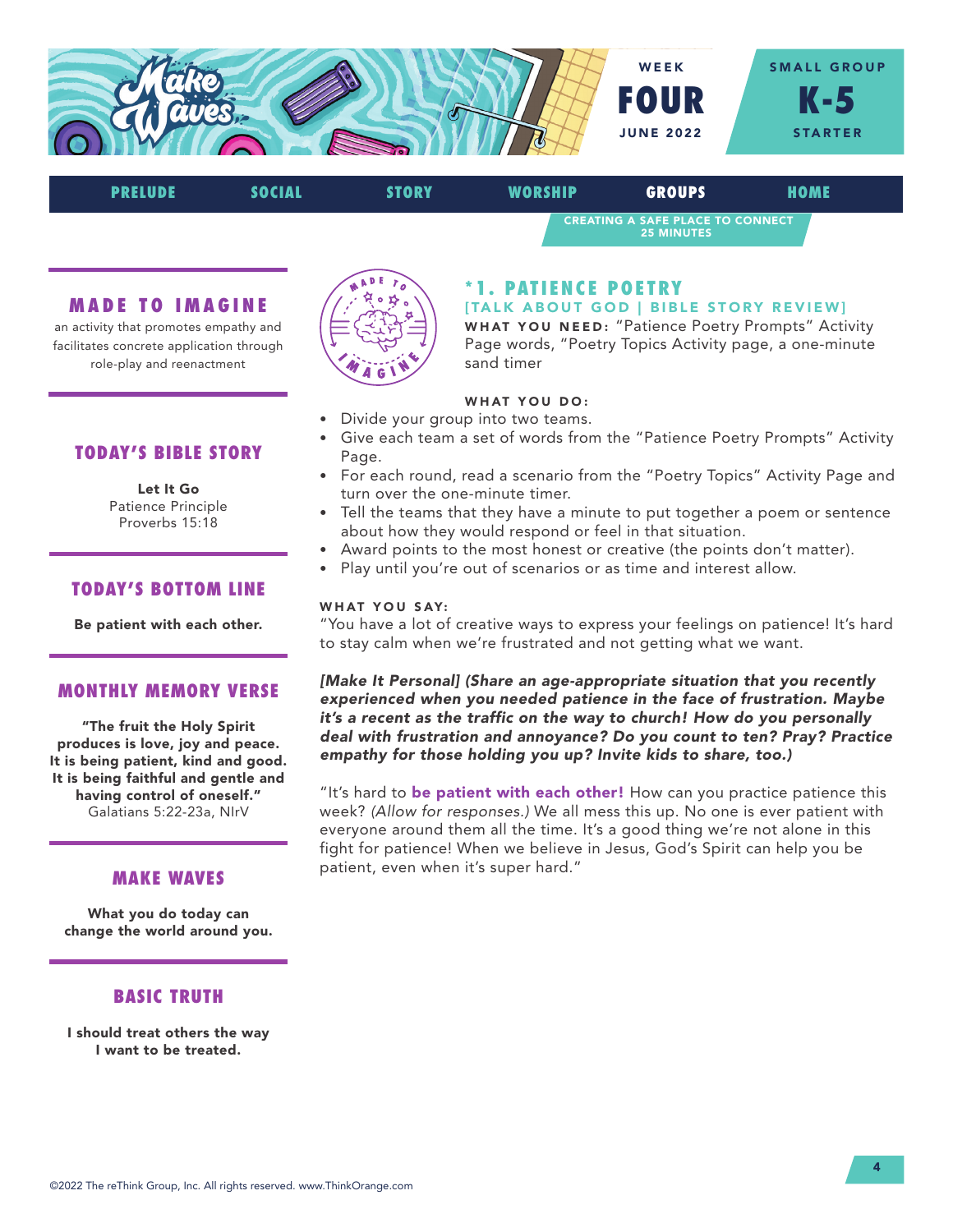WEEK **FOUR** JUNE 2022

SMALL GROUP **K-5** STARTER

PRELUDE | SOCIAL | STORY | WORSHIP | **GROUPS** | HOME

CREATING A SAFE PLACE TO CONNECT
25 MINUTES

## MADE TO IMAGINE

an activity that promotes empathy and facilitates concrete application through role-play and reenactment

## TODAY'S BIBLE STORY

**Let It Go**
Patience Principle
Proverbs 15:18

## TODAY'S BOTTOM LINE

**Be patient with each other.**

## MONTHLY MEMORY VERSE

**"The fruit the Holy Spirit produces is love, joy and peace. It is being patient, kind and good. It is being faithful and gentle and having control of oneself."**
Galatians 5:22-23a, NIrV

## MAKE WAVES

**What you do today can change the world around you.**

## BASIC TRUTH

**I should treat others the way I want to be treated.**

## *1. PATIENCE POETRY

### [TALK ABOUT GOD | BIBLE STORY REVIEW]

**WHAT YOU NEED:** "Patience Poetry Prompts" Activity Page words, "Poetry Topics Activity page, a one-minute sand timer

**WHAT YOU DO:**

- Divide your group into two teams.
- Give each team a set of words from the "Patience Poetry Prompts" Activity Page.
- For each round, read a scenario from the "Poetry Topics" Activity Page and turn over the one-minute timer.
- Tell the teams that they have a minute to put together a poem or sentence about how they would respond or feel in that situation.
- Award points to the most honest or creative (the points don't matter).
- Play until you're out of scenarios or as time and interest allow.

**WHAT YOU SAY:**

"You have a lot of creative ways to express your feelings on patience! It's hard to stay calm when we're frustrated and not getting what we want.

***[Make It Personal] (Share an age-appropriate situation that you recently experienced when you needed patience in the face of frustration. Maybe it's a recent as the traffic on the way to church! How do you personally deal with frustration and annoyance? Do you count to ten? Pray? Practice empathy for those holding you up? Invite kids to share, too.)***

"It's hard to **be patient with each other!** How can you practice patience this week? *(Allow for responses.)* We all mess this up. No one is ever patient with everyone around them all the time. It's a good thing we're not alone in this fight for patience! When we believe in Jesus, God's Spirit can help you be patient, even when it's super hard."

©2022 The reThink Group, Inc. All rights reserved. www.ThinkOrange.com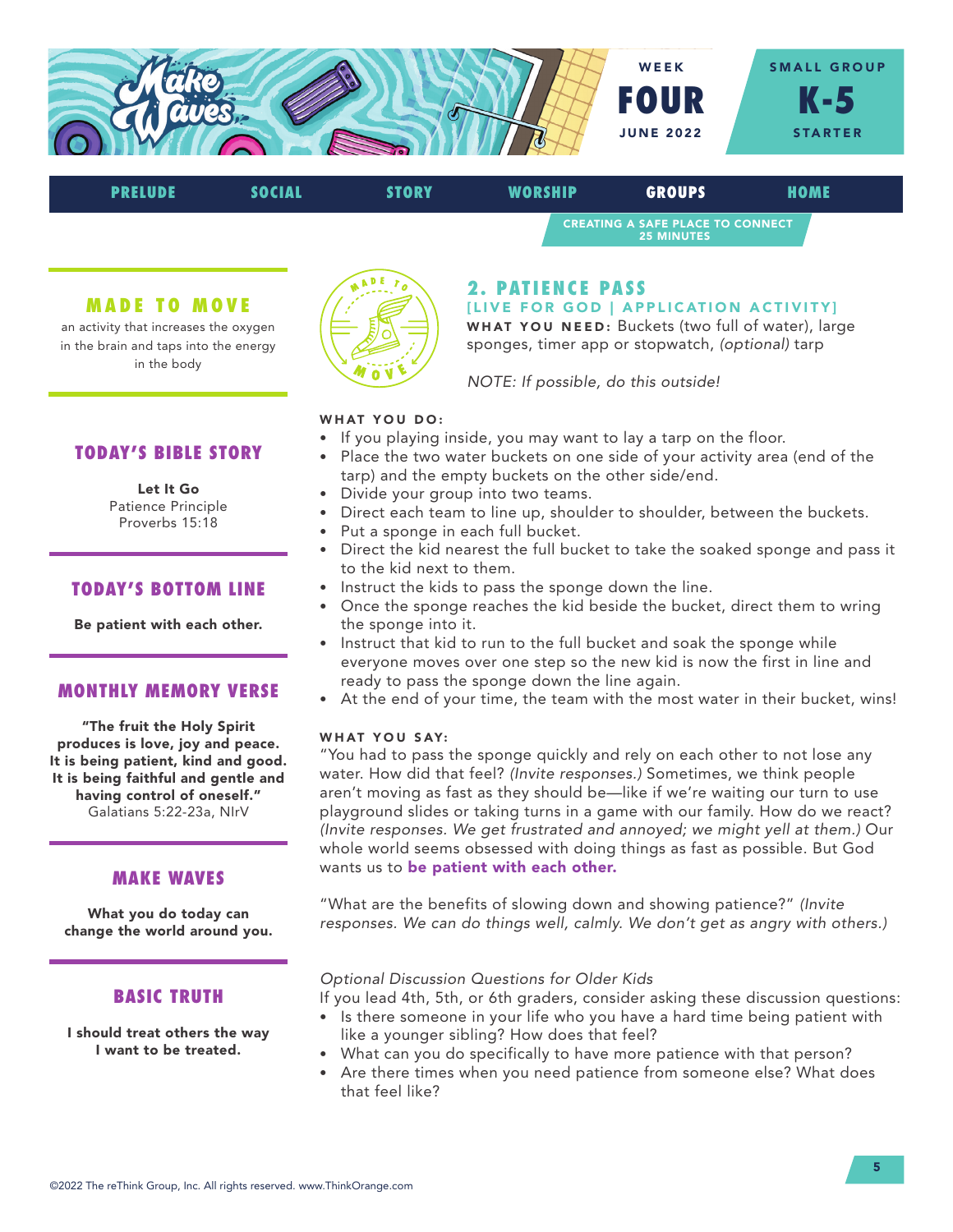WEEK **FOUR** JUNE 2022

SMALL GROUP **K-5** STARTER

PRELUDE | SOCIAL | STORY | WORSHIP | **GROUPS** | HOME

CREATING A SAFE PLACE TO CONNECT
25 MINUTES

### MADE TO MOVE

an activity that increases the oxygen in the brain and taps into the energy in the body

### TODAY'S BIBLE STORY

**Let It Go**
Patience Principle
Proverbs 15:18

### TODAY'S BOTTOM LINE

**Be patient with each other.**

### MONTHLY MEMORY VERSE

**"The fruit the Holy Spirit produces is love, joy and peace. It is being patient, kind and good. It is being faithful and gentle and having control of oneself."**
Galatians 5:22-23a, NIrV

### MAKE WAVES

**What you do today can change the world around you.**

### BASIC TRUTH

**I should treat others the way I want to be treated.**

## 2. PATIENCE PASS

**[LIVE FOR GOD | APPLICATION ACTIVITY]**

**WHAT YOU NEED:** Buckets (two full of water), large sponges, timer app or stopwatch, *(optional)* tarp

*NOTE: If possible, do this outside!*

**WHAT YOU DO:**

- If you playing inside, you may want to lay a tarp on the floor.
- Place the two water buckets on one side of your activity area (end of the tarp) and the empty buckets on the other side/end.
- Divide your group into two teams.
- Direct each team to line up, shoulder to shoulder, between the buckets.
- Put a sponge in each full bucket.
- Direct the kid nearest the full bucket to take the soaked sponge and pass it to the kid next to them.
- Instruct the kids to pass the sponge down the line.
- Once the sponge reaches the kid beside the bucket, direct them to wring the sponge into it.
- Instruct that kid to run to the full bucket and soak the sponge while everyone moves over one step so the new kid is now the first in line and ready to pass the sponge down the line again.
- At the end of your time, the team with the most water in their bucket, wins!

**WHAT YOU SAY:**

"You had to pass the sponge quickly and rely on each other to not lose any water. How did that feel? *(Invite responses.)* Sometimes, we think people aren't moving as fast as they should be—like if we're waiting our turn to use playground slides or taking turns in a game with our family. How do we react? *(Invite responses. We get frustrated and annoyed; we might yell at them.)* Our whole world seems obsessed with doing things as fast as possible. But God wants us to **be patient with each other.**

"What are the benefits of slowing down and showing patience?" *(Invite responses. We can do things well, calmly. We don't get as angry with others.)*

*Optional Discussion Questions for Older Kids*

If you lead 4th, 5th, or 6th graders, consider asking these discussion questions:

- Is there someone in your life who you have a hard time being patient with like a younger sibling? How does that feel?
- What can you do specifically to have more patience with that person?
- Are there times when you need patience from someone else? What does that feel like?

©2022 The reThink Group, Inc. All rights reserved. www.ThinkOrange.com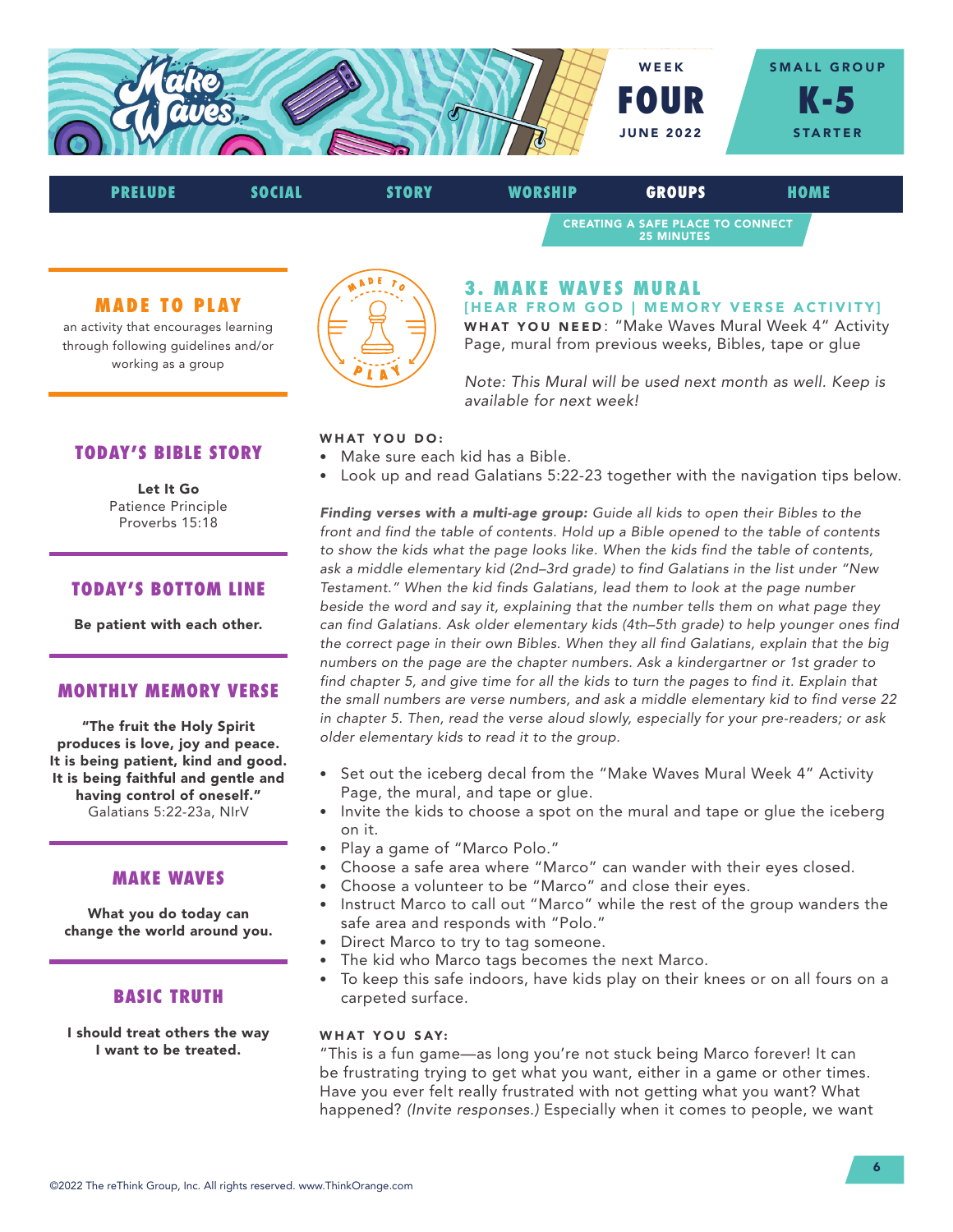WEEK **FOUR** JUNE 2022

SMALL GROUP **K-5** STARTER

PRELUDE | SOCIAL | STORY | WORSHIP | **GROUPS** | HOME

CREATING A SAFE PLACE TO CONNECT
25 MINUTES

## MADE TO PLAY

an activity that encourages learning through following guidelines and/or working as a group

## TODAY'S BIBLE STORY

**Let It Go**
Patience Principle
Proverbs 15:18

## TODAY'S BOTTOM LINE

**Be patient with each other.**

## MONTHLY MEMORY VERSE

**"The fruit the Holy Spirit produces is love, joy and peace. It is being patient, kind and good. It is being faithful and gentle and having control of oneself."**
Galatians 5:22-23a, NIrV

## MAKE WAVES

**What you do today can change the world around you.**

## BASIC TRUTH

**I should treat others the way I want to be treated.**

## 3. MAKE WAVES MURAL

### [HEAR FROM GOD | MEMORY VERSE ACTIVITY]

**WHAT YOU NEED**: "Make Waves Mural Week 4" Activity Page, mural from previous weeks, Bibles, tape or glue

*Note: This Mural will be used next month as well. Keep is available for next week!*

**WHAT YOU DO:**

- Make sure each kid has a Bible.
- Look up and read Galatians 5:22-23 together with the navigation tips below.

***Finding verses with a multi-age group:*** *Guide all kids to open their Bibles to the front and find the table of contents. Hold up a Bible opened to the table of contents to show the kids what the page looks like. When the kids find the table of contents, ask a middle elementary kid (2nd–3rd grade) to find Galatians in the list under "New Testament." When the kid finds Galatians, lead them to look at the page number beside the word and say it, explaining that the number tells them on what page they can find Galatians. Ask older elementary kids (4th–5th grade) to help younger ones find the correct page in their own Bibles. When they all find Galatians, explain that the big numbers on the page are the chapter numbers. Ask a kindergartner or 1st grader to find chapter 5, and give time for all the kids to turn the pages to find it. Explain that the small numbers are verse numbers, and ask a middle elementary kid to find verse 22 in chapter 5. Then, read the verse aloud slowly, especially for your pre-readers; or ask older elementary kids to read it to the group.*

- Set out the iceberg decal from the "Make Waves Mural Week 4" Activity Page, the mural, and tape or glue.
- Invite the kids to choose a spot on the mural and tape or glue the iceberg on it.
- Play a game of "Marco Polo."
- Choose a safe area where "Marco" can wander with their eyes closed.
- Choose a volunteer to be "Marco" and close their eyes.
- Instruct Marco to call out "Marco" while the rest of the group wanders the safe area and responds with "Polo."
- Direct Marco to try to tag someone.
- The kid who Marco tags becomes the next Marco.
- To keep this safe indoors, have kids play on their knees or on all fours on a carpeted surface.

**WHAT YOU SAY:**

"This is a fun game—as long you're not stuck being Marco forever! It can be frustrating trying to get what you want, either in a game or other times. Have you ever felt really frustrated with not getting what you want? What happened? *(Invite responses.)* Especially when it comes to people, we want

©2022 The reThink Group, Inc. All rights reserved. www.ThinkOrange.com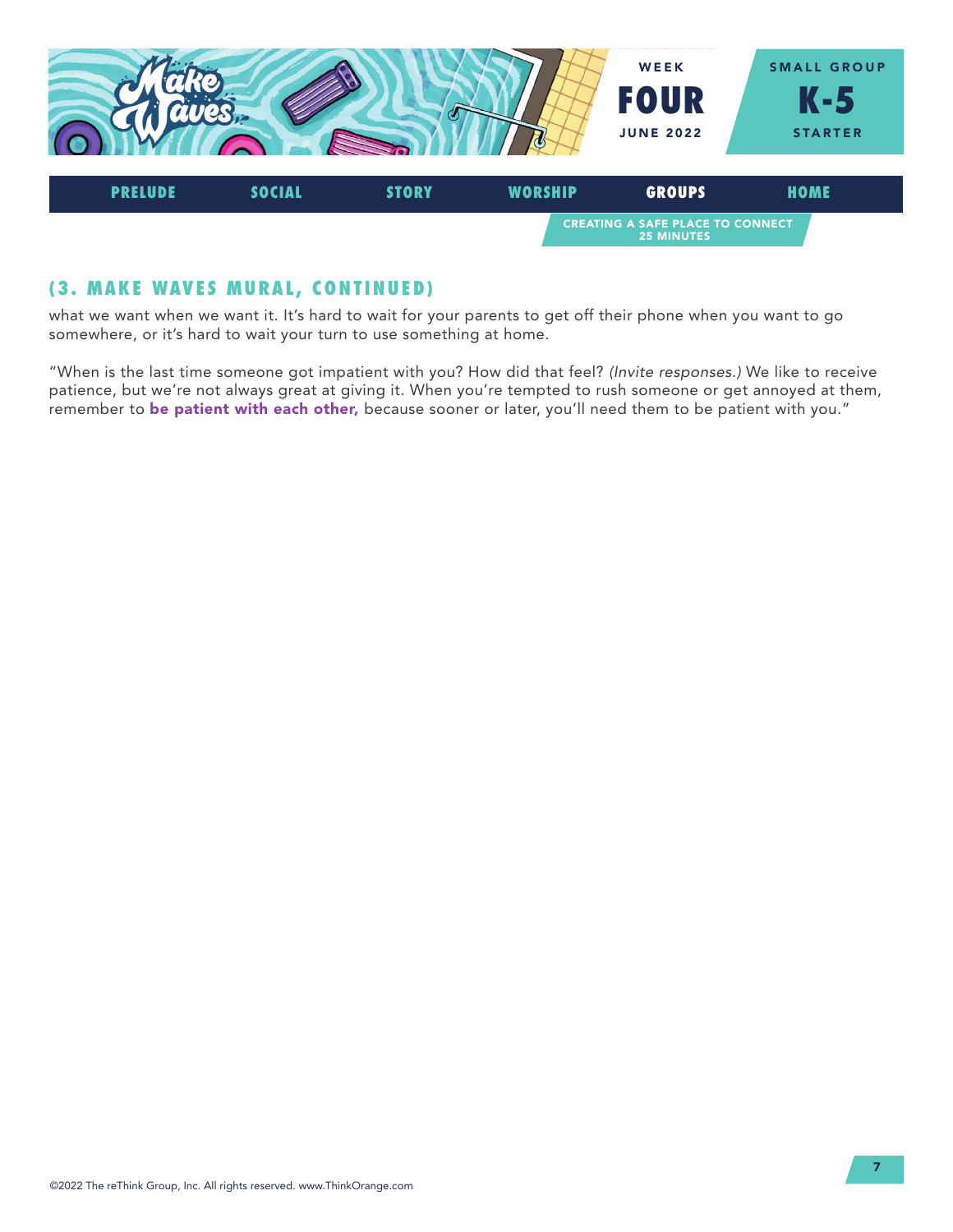## (3. MAKE WAVES MURAL, CONTINUED)

what we want when we want it. It's hard to wait for your parents to get off their phone when you want to go somewhere, or it's hard to wait your turn to use something at home.

"When is the last time someone got impatient with you? How did that feel? *(Invite responses.)* We like to receive patience, but we're not always great at giving it. When you're tempted to rush someone or get annoyed at them, remember to **be patient with each other,** because sooner or later, you'll need them to be patient with you."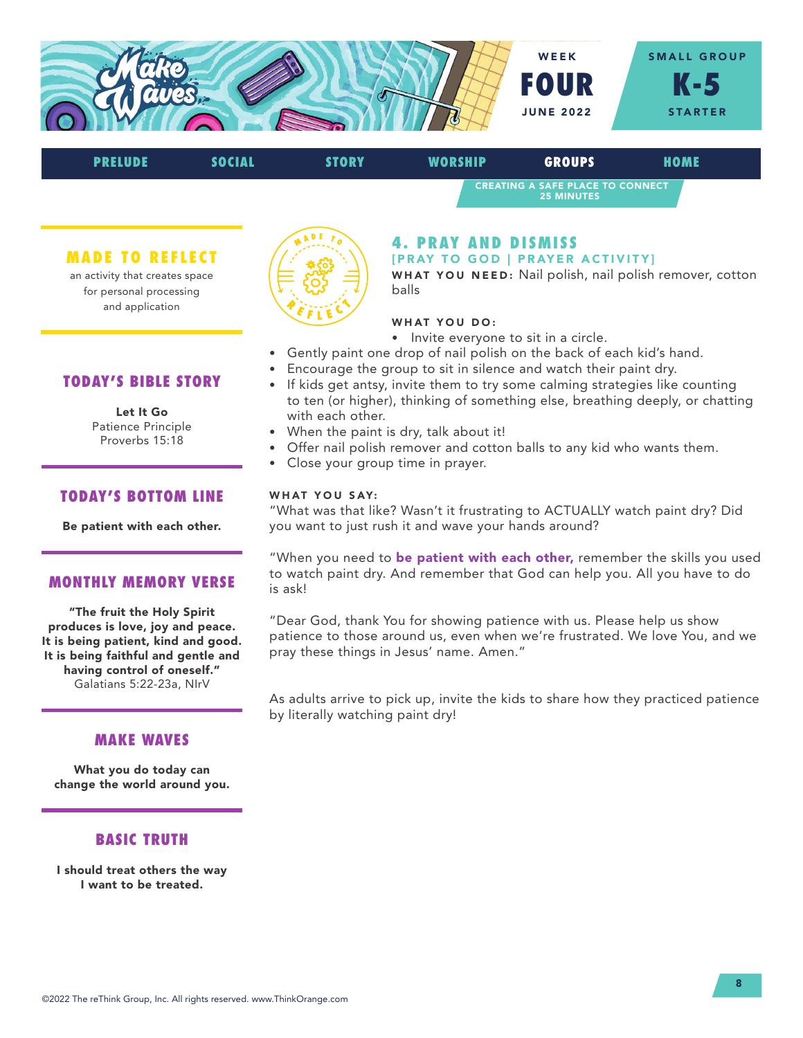WEEK **FOUR** JUNE 2022

SMALL GROUP **K-5** STARTER

PRELUDE | SOCIAL | STORY | WORSHIP | **GROUPS** | HOME

CREATING A SAFE PLACE TO CONNECT
25 MINUTES

## MADE TO REFLECT

an activity that creates space for personal processing and application

## TODAY'S BIBLE STORY

**Let It Go**
Patience Principle
Proverbs 15:18

## TODAY'S BOTTOM LINE

**Be patient with each other.**

## MONTHLY MEMORY VERSE

**"The fruit the Holy Spirit produces is love, joy and peace. It is being patient, kind and good. It is being faithful and gentle and having control of oneself."**
Galatians 5:22-23a, NIrV

## MAKE WAVES

**What you do today can change the world around you.**

## BASIC TRUTH

**I should treat others the way I want to be treated.**

## 4. PRAY AND DISMISS

[PRAY TO GOD | PRAYER ACTIVITY]

**WHAT YOU NEED:** Nail polish, nail polish remover, cotton balls

**WHAT YOU DO:**

- Invite everyone to sit in a circle.
- Gently paint one drop of nail polish on the back of each kid's hand.
- Encourage the group to sit in silence and watch their paint dry.
- If kids get antsy, invite them to try some calming strategies like counting to ten (or higher), thinking of something else, breathing deeply, or chatting with each other.
- When the paint is dry, talk about it!
- Offer nail polish remover and cotton balls to any kid who wants them.
- Close your group time in prayer.

**WHAT YOU SAY:**

"What was that like? Wasn't it frustrating to ACTUALLY watch paint dry? Did you want to just rush it and wave your hands around?

"When you need to **be patient with each other,** remember the skills you used to watch paint dry. And remember that God can help you. All you have to do is ask!

"Dear God, thank You for showing patience with us. Please help us show patience to those around us, even when we're frustrated. We love You, and we pray these things in Jesus' name. Amen."

As adults arrive to pick up, invite the kids to share how they practiced patience by literally watching paint dry!

©2022 The reThink Group, Inc. All rights reserved. www.ThinkOrange.com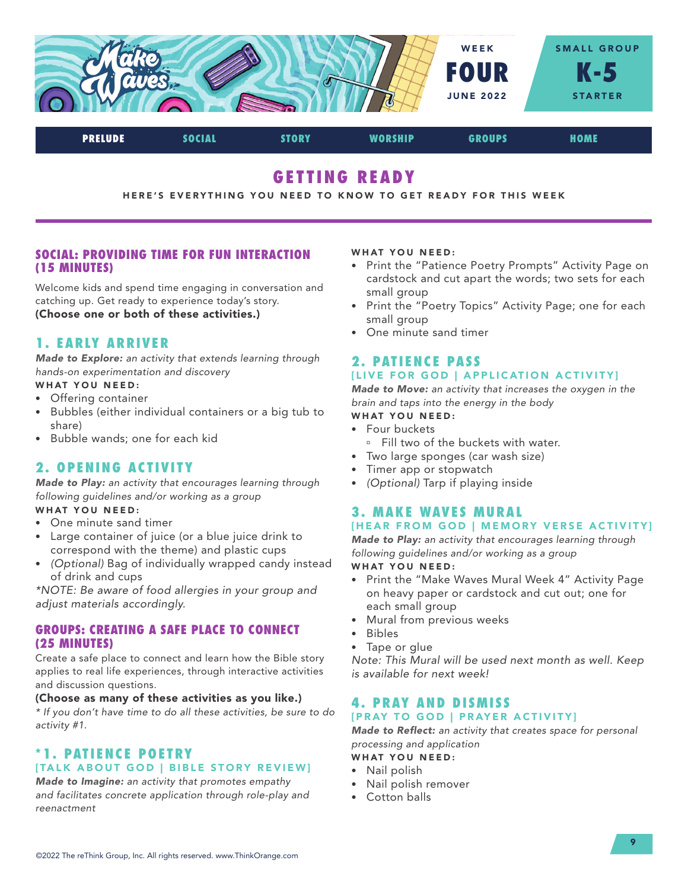WEEK **FOUR** JUNE 2022

SMALL GROUP **K-5** STARTER

PRELUDE | SOCIAL | STORY | WORSHIP | GROUPS | HOME

# GETTING READY

HERE'S EVERYTHING YOU NEED TO KNOW TO GET READY FOR THIS WEEK

## SOCIAL: PROVIDING TIME FOR FUN INTERACTION (15 MINUTES)

Welcome kids and spend time engaging in conversation and catching up. Get ready to experience today's story.
**(Choose one or both of these activities.)**

### 1. EARLY ARRIVER

***Made to Explore:*** *an activity that extends learning through hands-on experimentation and discovery*

**WHAT YOU NEED:**
- Offering container
- Bubbles (either individual containers or a big tub to share)
- Bubble wands; one for each kid

### 2. OPENING ACTIVITY

***Made to Play:*** *an activity that encourages learning through following guidelines and/or working as a group*

**WHAT YOU NEED:**
- One minute sand timer
- Large container of juice (or a blue juice drink to correspond with the theme) and plastic cups
- *(Optional)* Bag of individually wrapped candy instead of drink and cups

**NOTE: Be aware of food allergies in your group and adjust materials accordingly.*

## GROUPS: CREATING A SAFE PLACE TO CONNECT (25 MINUTES)

Create a safe place to connect and learn how the Bible story applies to real life experiences, through interactive activities and discussion questions.

**(Choose as many of these activities as you like.)**

** If you don't have time to do all these activities, be sure to do activity #1.*

### *1. PATIENCE POETRY
[TALK ABOUT GOD | BIBLE STORY REVIEW]

***Made to Imagine:*** *an activity that promotes empathy and facilitates concrete application through role-play and reenactment*

**WHAT YOU NEED:**
- Print the "Patience Poetry Prompts" Activity Page on cardstock and cut apart the words; two sets for each small group
- Print the "Poetry Topics" Activity Page; one for each small group
- One minute sand timer

### 2. PATIENCE PASS
[LIVE FOR GOD | APPLICATION ACTIVITY]

***Made to Move:*** *an activity that increases the oxygen in the brain and taps into the energy in the body*

**WHAT YOU NEED:**
- Four buckets
  - Fill two of the buckets with water.
- Two large sponges (car wash size)
- Timer app or stopwatch
- *(Optional)* Tarp if playing inside

### 3. MAKE WAVES MURAL
[HEAR FROM GOD | MEMORY VERSE ACTIVITY]

***Made to Play:*** *an activity that encourages learning through following guidelines and/or working as a group*

**WHAT YOU NEED:**
- Print the "Make Waves Mural Week 4" Activity Page on heavy paper or cardstock and cut out; one for each small group
- Mural from previous weeks
- Bibles
- Tape or glue

*Note: This Mural will be used next month as well. Keep is available for next week!*

### 4. PRAY AND DISMISS
[PRAY TO GOD | PRAYER ACTIVITY]

***Made to Reflect:*** *an activity that creates space for personal processing and application*

**WHAT YOU NEED:**
- Nail polish
- Nail polish remover
- Cotton balls

©2022 The reThink Group, Inc. All rights reserved. www.ThinkOrange.com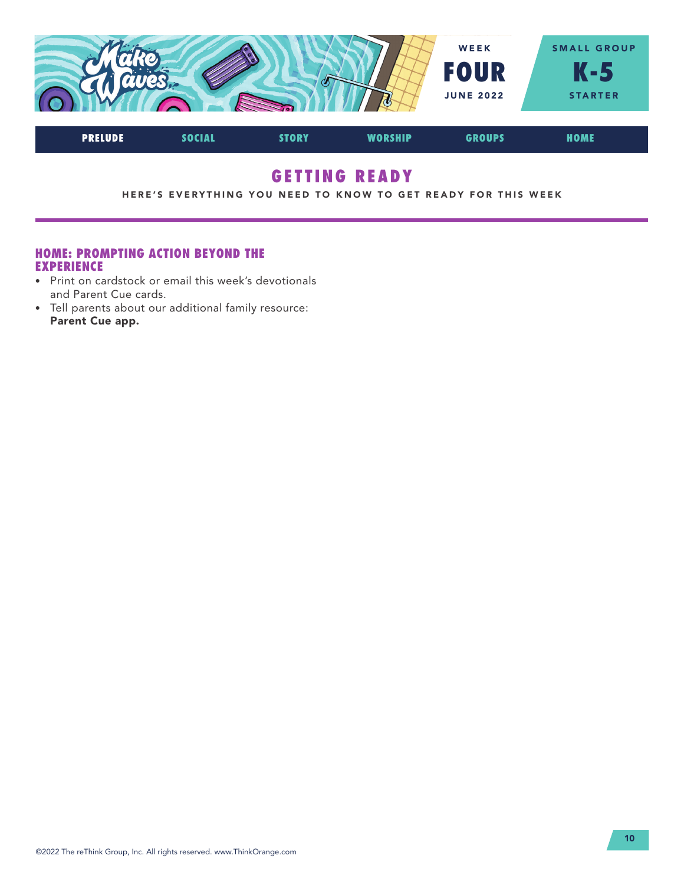# GETTING READY

HERE'S EVERYTHING YOU NEED TO KNOW TO GET READY FOR THIS WEEK

## HOME: PROMPTING ACTION BEYOND THE EXPERIENCE

- Print on cardstock or email this week's devotionals and Parent Cue cards.
- Tell parents about our additional family resource: **Parent Cue app.**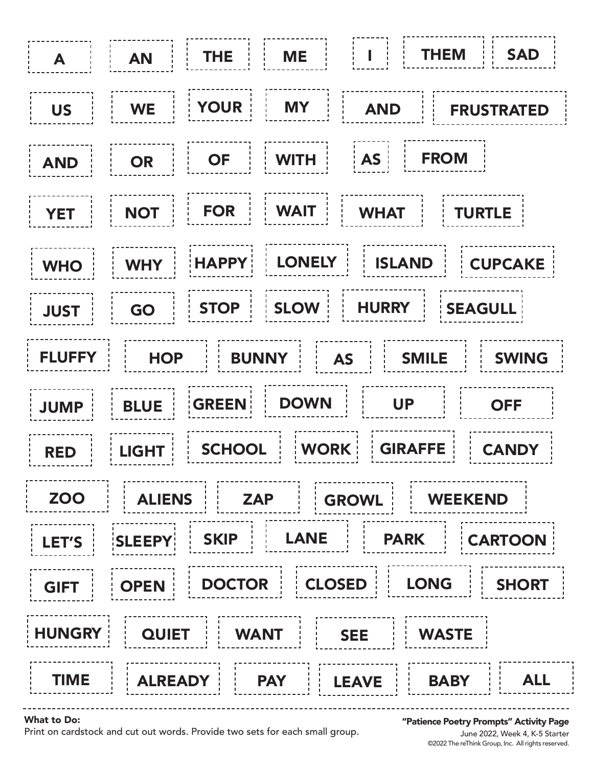| | | | | | | |
|---|---|---|---|---|---|---|
| A | AN | THE | ME | I | THEM | SAD |
| US | WE | YOUR | MY | AND | FRUSTRATED | |
| AND | OR | OF | WITH | AS | FROM | |
| YET | NOT | FOR | WAIT | WHAT | TURTLE | |
| WHO | WHY | HAPPY | LONELY | ISLAND | CUPCAKE | |
| JUST | GO | STOP | SLOW | HURRY | SEAGULL | |
| FLUFFY | HOP | BUNNY | AS | SMILE | SWING | |
| JUMP | BLUE | GREEN | DOWN | UP | OFF | |
| RED | LIGHT | SCHOOL | WORK | GIRAFFE | CANDY | |
| ZOO | ALIENS | ZAP | GROWL | WEEKEND | | |
| LET'S | SLEEPY | SKIP | LANE | PARK | CARTOON | |
| GIFT | OPEN | DOCTOR | CLOSED | LONG | SHORT | |
| HUNGRY | QUIET | WANT | SEE | WASTE | | |
| TIME | ALREADY | PAY | LEAVE | BABY | ALL | |

**What to Do:**
Print on cardstock and cut out words. Provide two sets for each small group.

**"Patience Poetry Prompts" Activity Page**
June 2022, Week 4, K-5 Starter
©2022 The reThink Group, Inc. All rights reserved.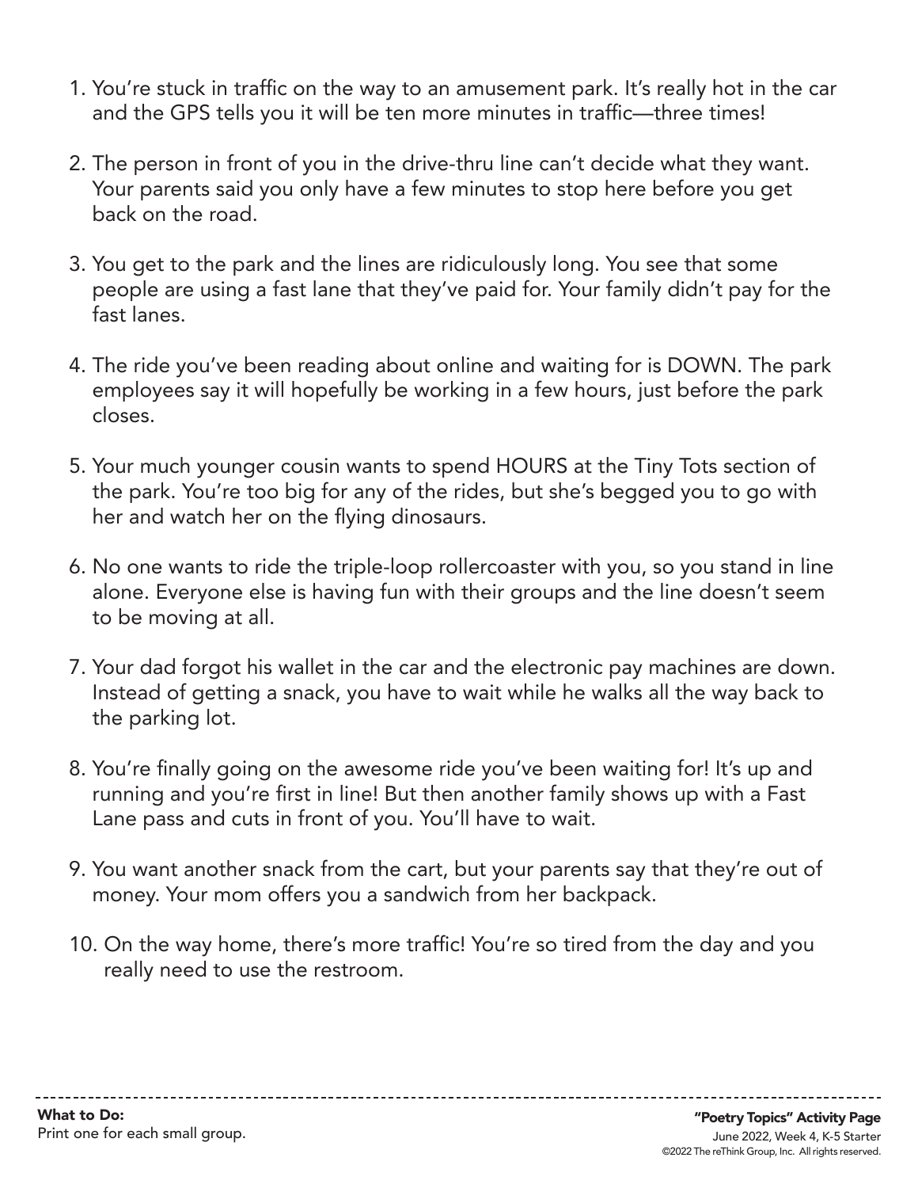1. You're stuck in traffic on the way to an amusement park. It's really hot in the car and the GPS tells you it will be ten more minutes in traffic—three times!

2. The person in front of you in the drive-thru line can't decide what they want. Your parents said you only have a few minutes to stop here before you get back on the road.

3. You get to the park and the lines are ridiculously long. You see that some people are using a fast lane that they've paid for. Your family didn't pay for the fast lanes.

4. The ride you've been reading about online and waiting for is DOWN. The park employees say it will hopefully be working in a few hours, just before the park closes.

5. Your much younger cousin wants to spend HOURS at the Tiny Tots section of the park. You're too big for any of the rides, but she's begged you to go with her and watch her on the flying dinosaurs.

6. No one wants to ride the triple-loop rollercoaster with you, so you stand in line alone. Everyone else is having fun with their groups and the line doesn't seem to be moving at all.

7. Your dad forgot his wallet in the car and the electronic pay machines are down. Instead of getting a snack, you have to wait while he walks all the way back to the parking lot.

8. You're finally going on the awesome ride you've been waiting for! It's up and running and you're first in line! But then another family shows up with a Fast Lane pass and cuts in front of you. You'll have to wait.

9. You want another snack from the cart, but your parents say that they're out of money. Your mom offers you a sandwich from her backpack.

10. On the way home, there's more traffic! You're so tired from the day and you really need to use the restroom.

---

**What to Do:**
Print one for each small group.

**"Poetry Topics" Activity Page**
June 2022, Week 4, K-5 Starter
©2022 The reThink Group, Inc. All rights reserved.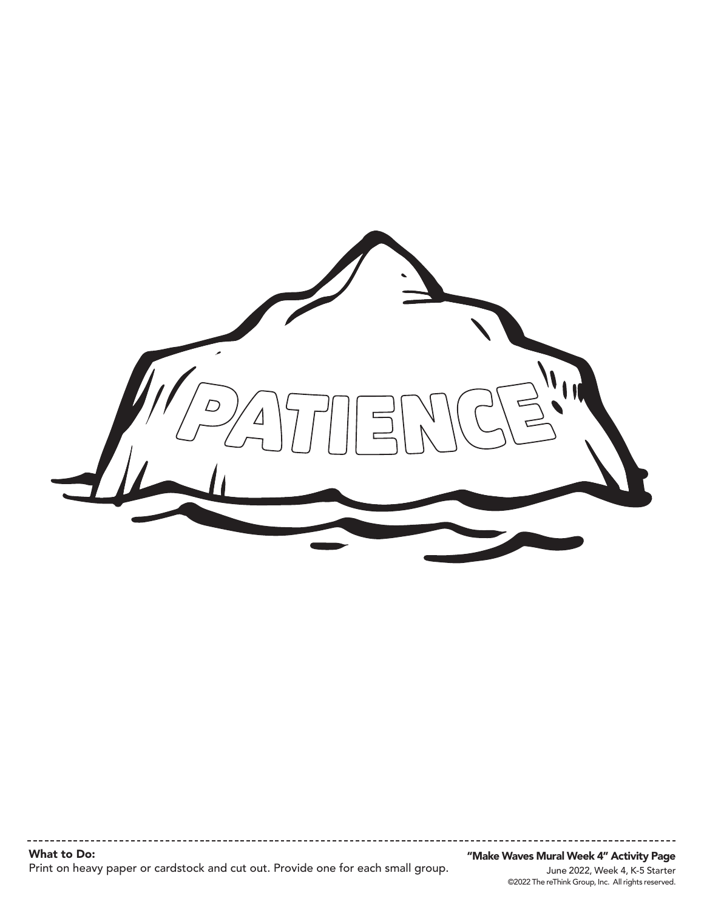PATIENCE

**What to Do:**
Print on heavy paper or cardstock and cut out. Provide one for each small group.

**"Make Waves Mural Week 4" Activity Page**
June 2022, Week 4, K-5 Starter
©2022 The reThink Group, Inc. All rights reserved.